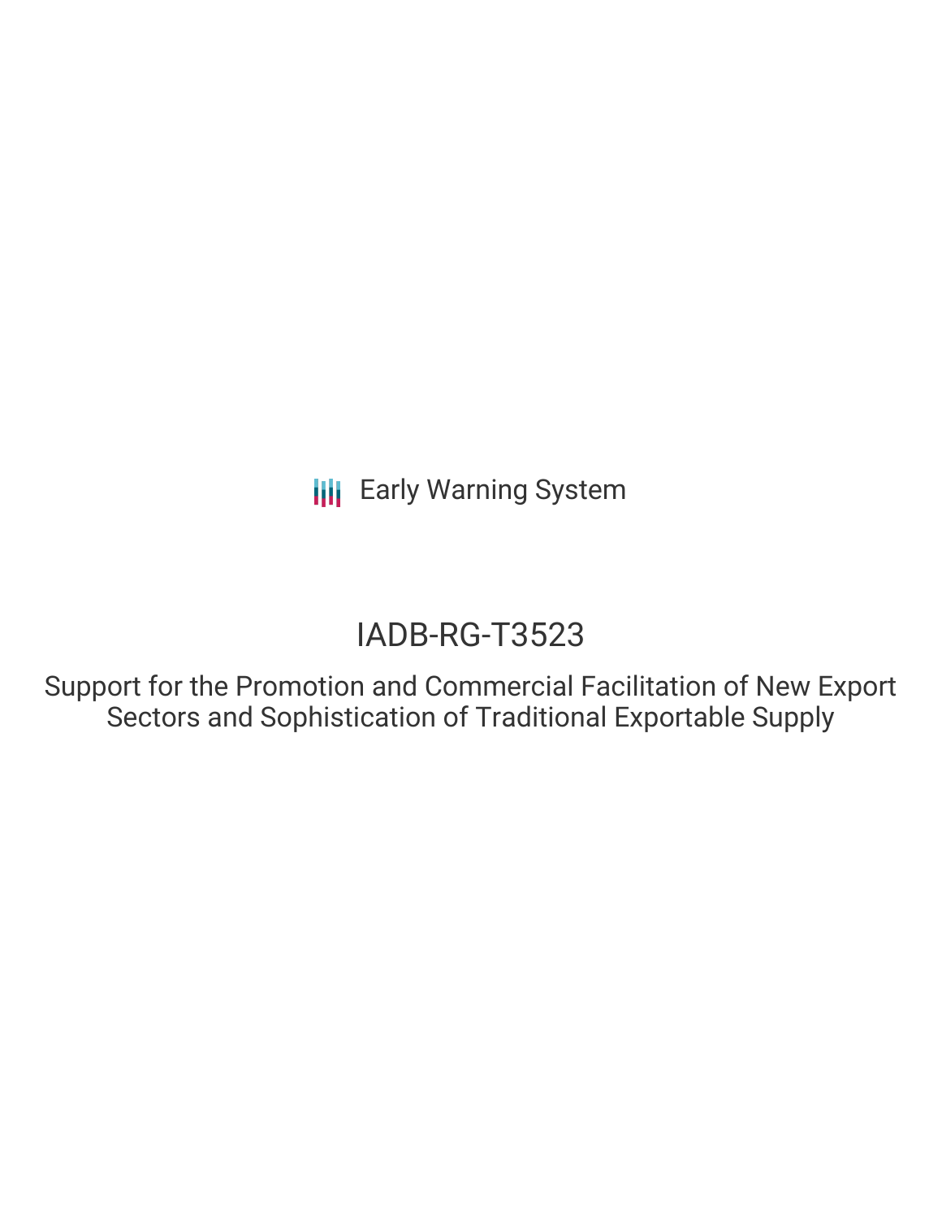Early Warning System

# IADB-RG-T3523

## Support for the Promotion and Commercial Facilitation of New Export Sectors and Sophistication of Traditional Exportable Supply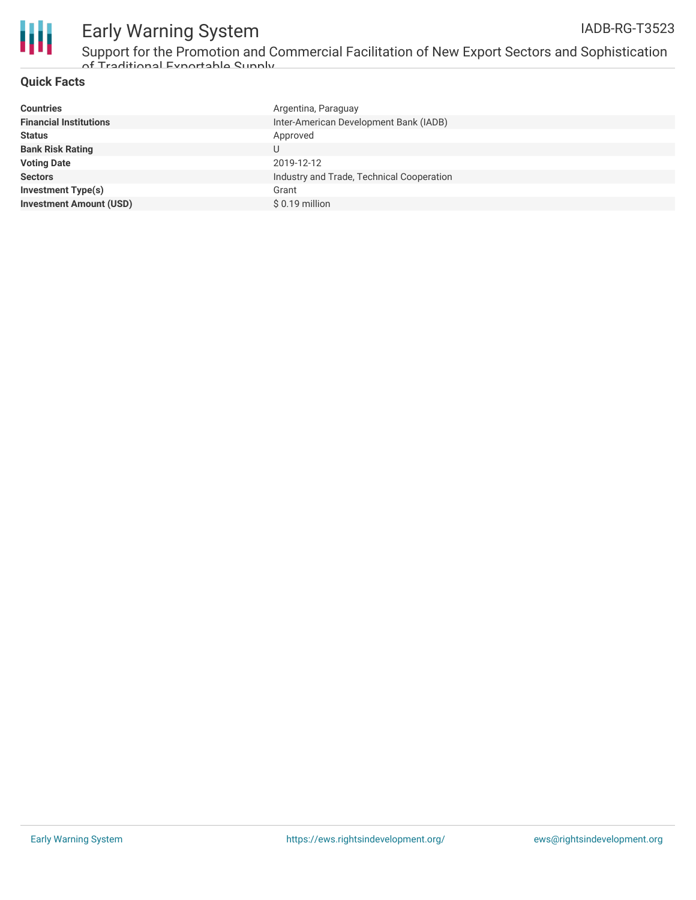## Quick Facts

| | |
|---|---|
| **Countries** | Argentina, Paraguay |
| **Financial Institutions** | Inter-American Development Bank (IADB) |
| **Status** | Approved |
| **Bank Risk Rating** | U |
| **Voting Date** | 2019-12-12 |
| **Sectors** | Industry and Trade, Technical Cooperation |
| **Investment Type(s)** | Grant |
| **Investment Amount (USD)** | $ 0.19 million |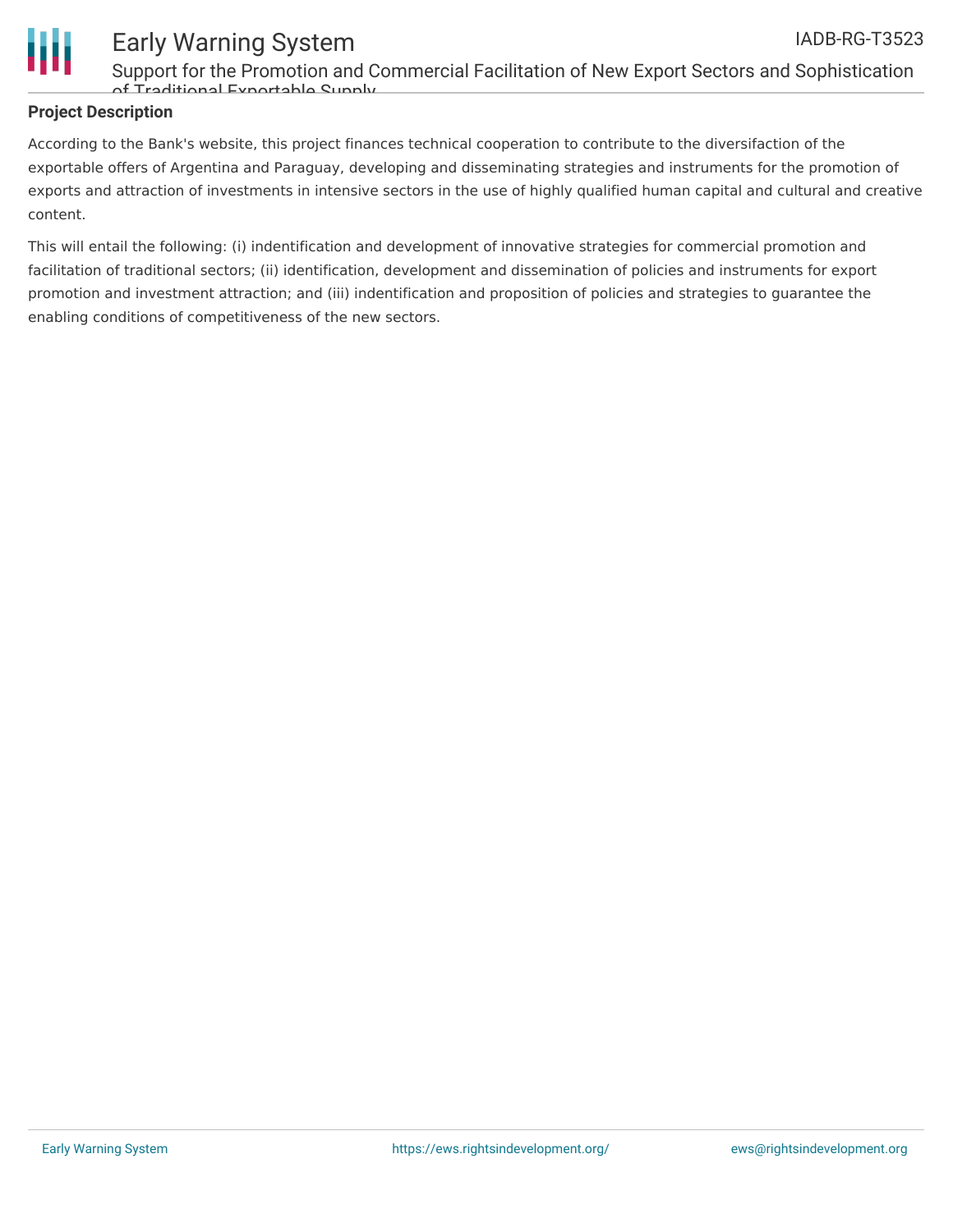## Project Description

According to the Bank's website, this project finances technical cooperation to contribute to the diversifaction of the exportable offers of Argentina and Paraguay, developing and disseminating strategies and instruments for the promotion of exports and attraction of investments in intensive sectors in the use of highly qualified human capital and cultural and creative content.

This will entail the following: (i) indentification and development of innovative strategies for commercial promotion and facilitation of traditional sectors; (ii) identification, development and dissemination of policies and instruments for export promotion and investment attraction; and (iii) indentification and proposition of policies and strategies to guarantee the enabling conditions of competitiveness of the new sectors.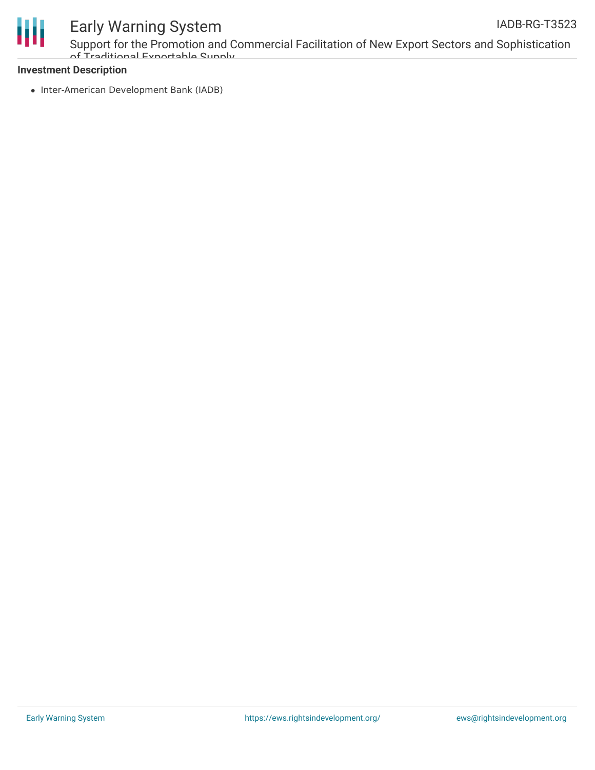**Investment Description**

- Inter-American Development Bank (IADB)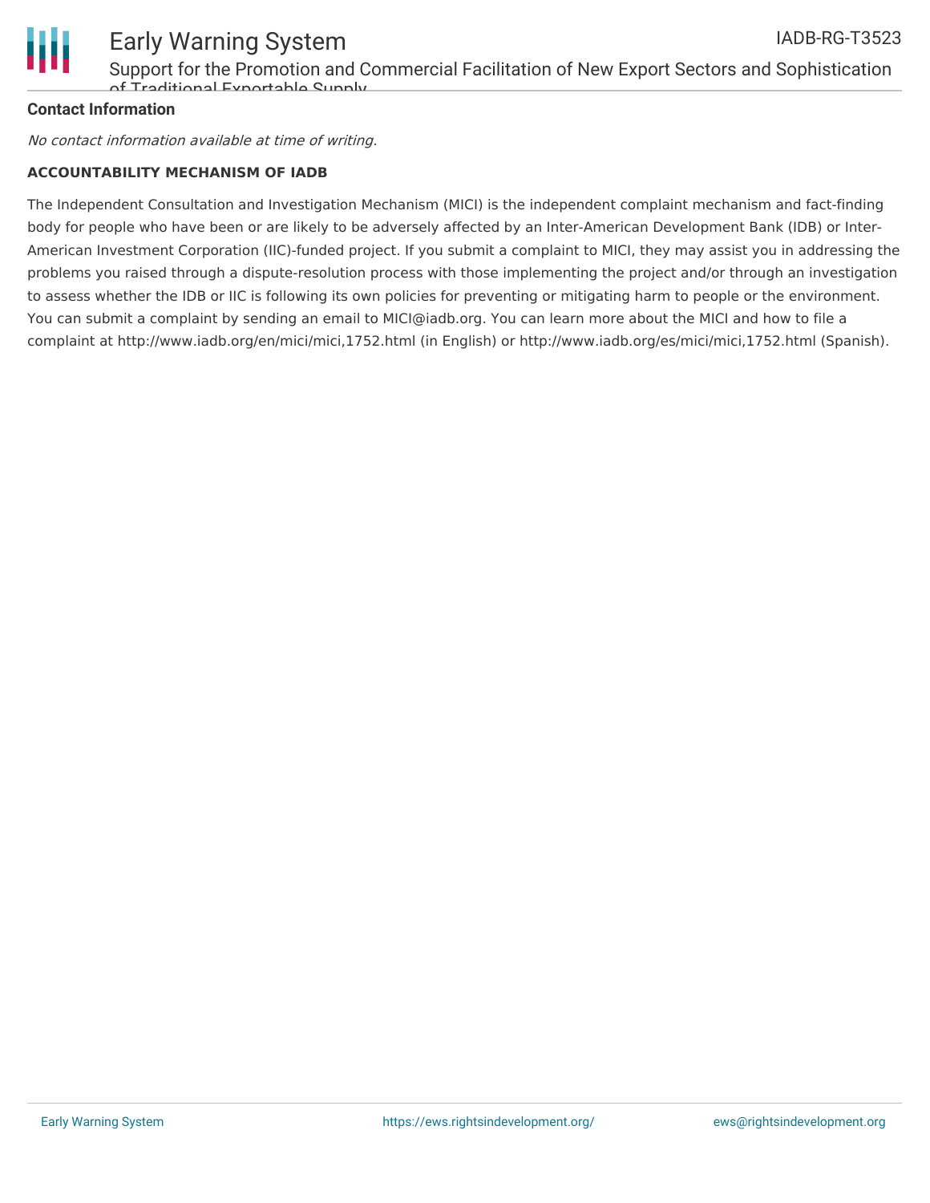**Contact Information**

*No contact information available at time of writing.*

**ACCOUNTABILITY MECHANISM OF IADB**

The Independent Consultation and Investigation Mechanism (MICI) is the independent complaint mechanism and fact-finding body for people who have been or are likely to be adversely affected by an Inter-American Development Bank (IDB) or Inter-American Investment Corporation (IIC)-funded project. If you submit a complaint to MICI, they may assist you in addressing the problems you raised through a dispute-resolution process with those implementing the project and/or through an investigation to assess whether the IDB or IIC is following its own policies for preventing or mitigating harm to people or the environment. You can submit a complaint by sending an email to MICI@iadb.org. You can learn more about the MICI and how to file a complaint at http://www.iadb.org/en/mici/mici,1752.html (in English) or http://www.iadb.org/es/mici/mici,1752.html (Spanish).